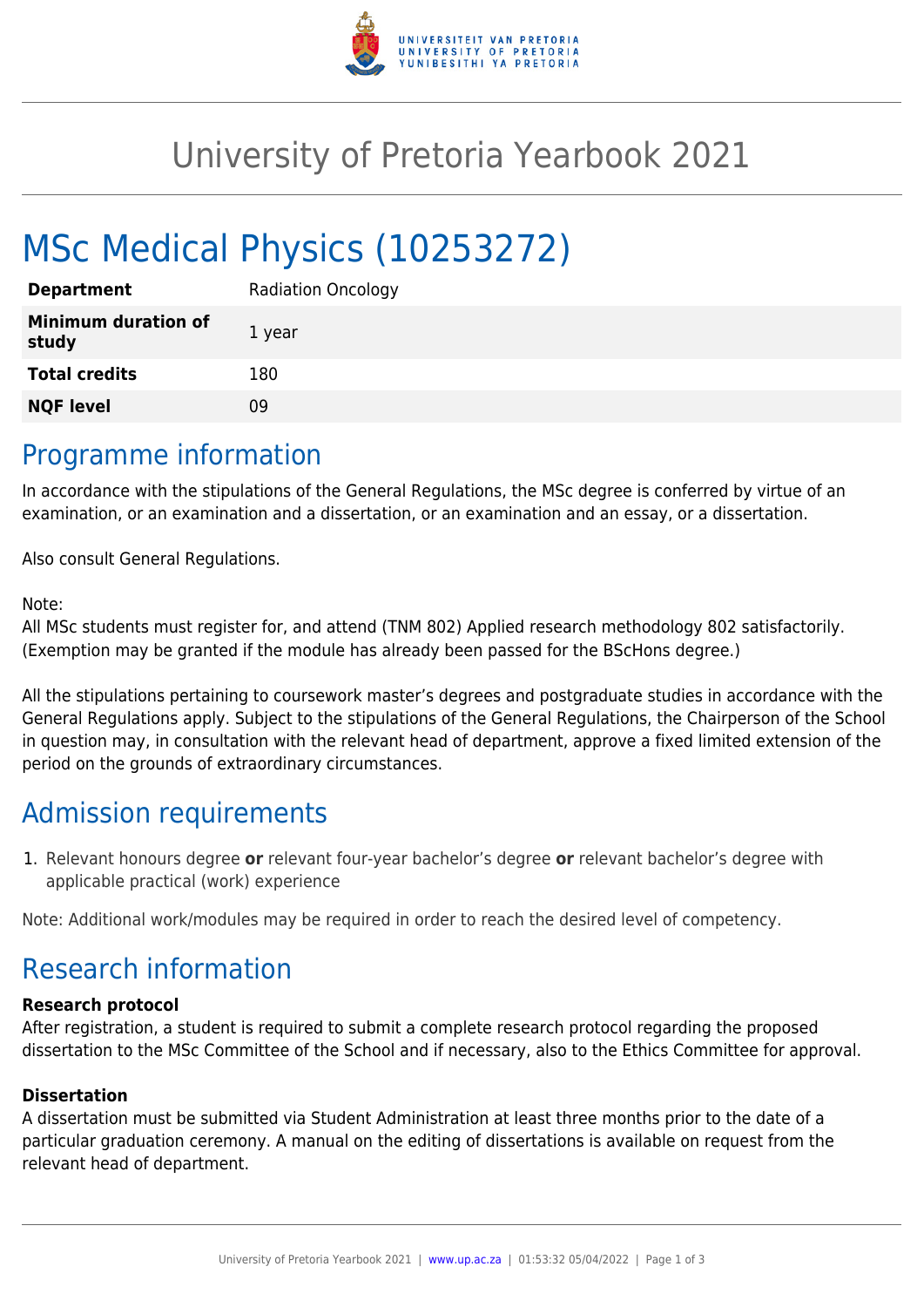# University of Pretoria Yearbook 2021

# MSc Medical Physics (10253272)

| | |
|---|---|
| **Department** | Radiation Oncology |
| **Minimum duration of study** | 1 year |
| **Total credits** | 180 |
| **NQF level** | 09 |

## Programme information

In accordance with the stipulations of the General Regulations, the MSc degree is conferred by virtue of an examination, or an examination and a dissertation, or an examination and an essay, or a dissertation.

Also consult General Regulations.

Note:
All MSc students must register for, and attend (TNM 802) Applied research methodology 802 satisfactorily. (Exemption may be granted if the module has already been passed for the BScHons degree.)

All the stipulations pertaining to coursework master's degrees and postgraduate studies in accordance with the General Regulations apply. Subject to the stipulations of the General Regulations, the Chairperson of the School in question may, in consultation with the relevant head of department, approve a fixed limited extension of the period on the grounds of extraordinary circumstances.

## Admission requirements

1. Relevant honours degree **or** relevant four-year bachelor's degree **or** relevant bachelor's degree with applicable practical (work) experience

Note: Additional work/modules may be required in order to reach the desired level of competency.

## Research information

### Research protocol

After registration, a student is required to submit a complete research protocol regarding the proposed dissertation to the MSc Committee of the School and if necessary, also to the Ethics Committee for approval.

### Dissertation

A dissertation must be submitted via Student Administration at least three months prior to the date of a particular graduation ceremony. A manual on the editing of dissertations is available on request from the relevant head of department.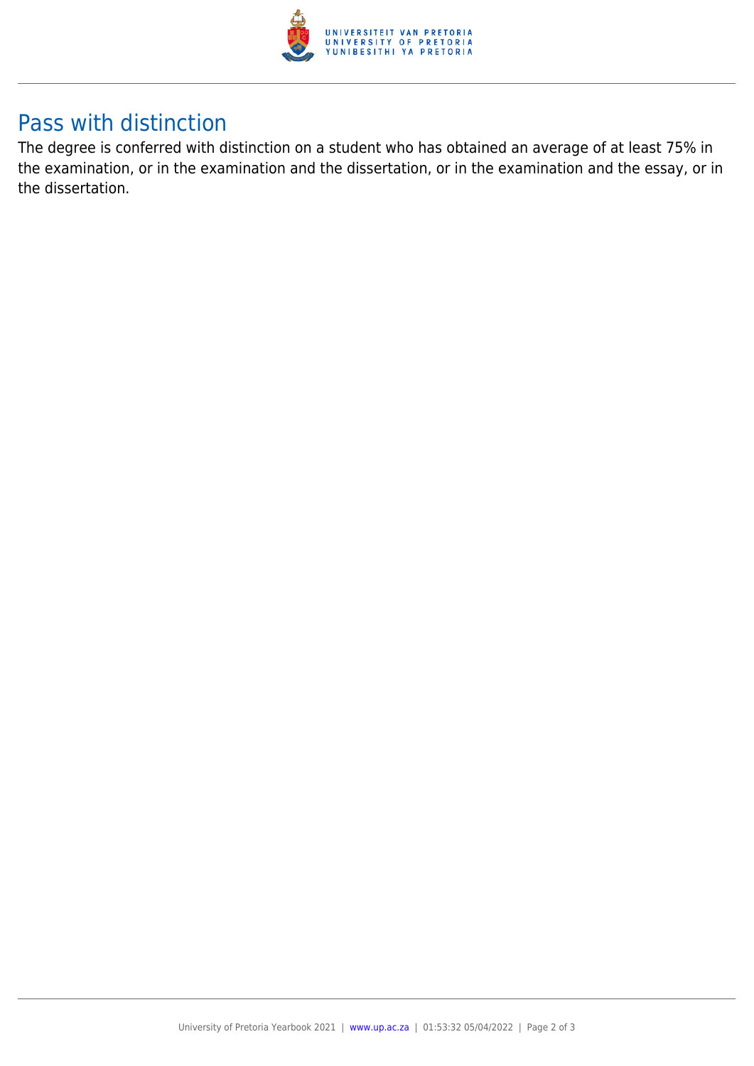## Pass with distinction

The degree is conferred with distinction on a student who has obtained an average of at least 75% in the examination, or in the examination and the dissertation, or in the examination and the essay, or in the dissertation.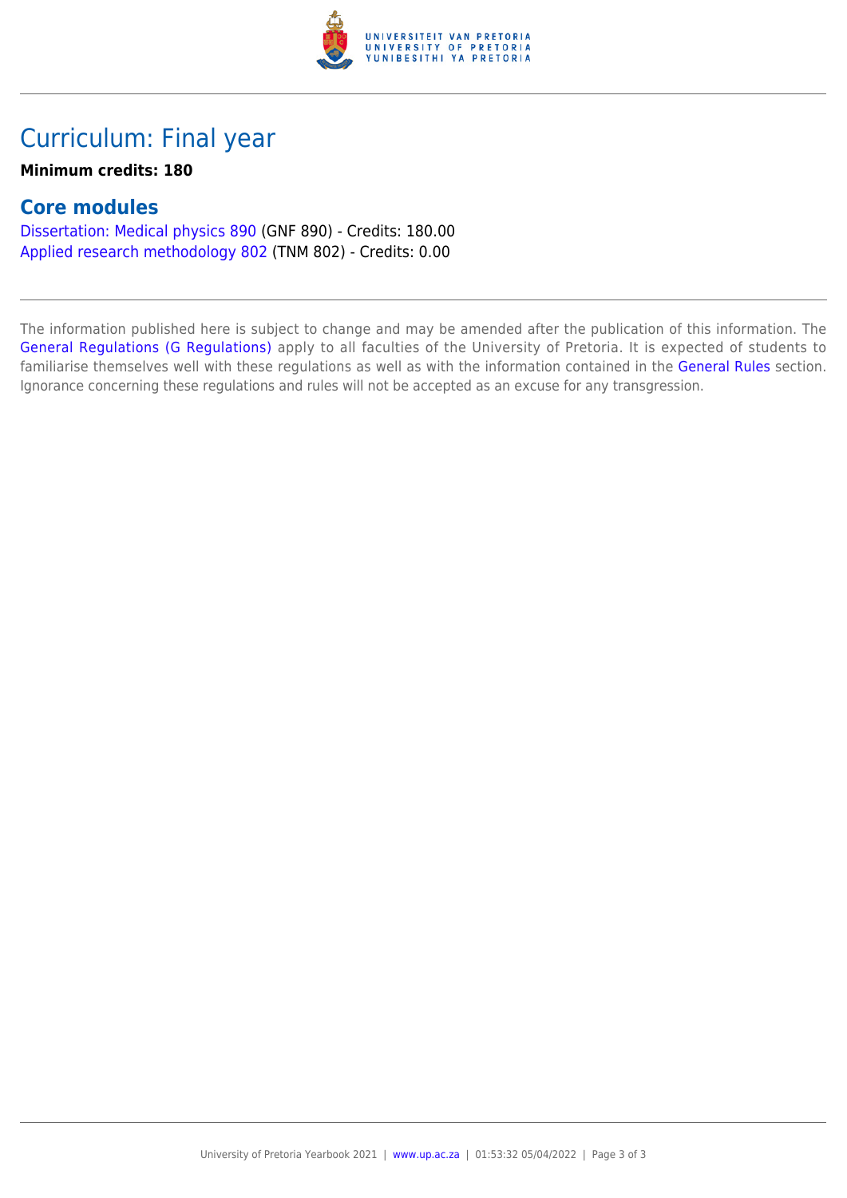# Curriculum: Final year

**Minimum credits: 180**

## Core modules

Dissertation: Medical physics 890 (GNF 890) - Credits: 180.00
Applied research methodology 802 (TNM 802) - Credits: 0.00

The information published here is subject to change and may be amended after the publication of this information. The General Regulations (G Regulations) apply to all faculties of the University of Pretoria. It is expected of students to familiarise themselves well with these regulations as well as with the information contained in the General Rules section. Ignorance concerning these regulations and rules will not be accepted as an excuse for any transgression.